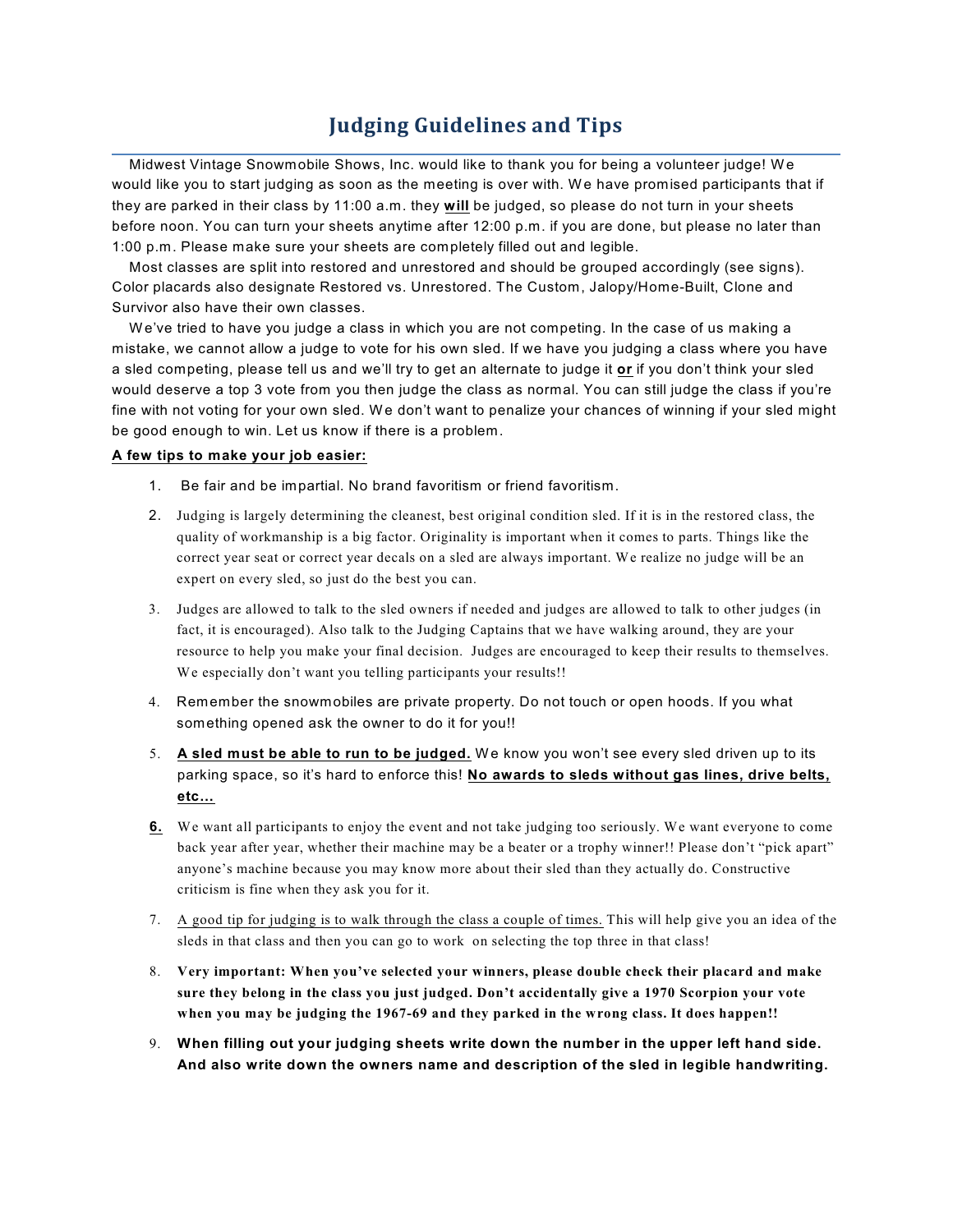# Judging Guidelines and Tips

Midwest Vintage Snowmobile Shows, Inc. would like to thank you for being a volunteer judge! We would like you to start judging as soon as the meeting is over with. We have promised participants that if they are parked in their class by 11:00 a.m. they **will** be judged, so please do not turn in your sheets before noon. You can turn your sheets anytime after 12:00 p.m. if you are done, but please no later than 1:00 p.m. Please make sure your sheets are completely filled out and legible.

Most classes are split into restored and unrestored and should be grouped accordingly (see signs). Color placards also designate Restored vs. Unrestored. The Custom, Jalopy/Home-Built, Clone and Survivor also have their own classes.

We've tried to have you judge a class in which you are not competing. In the case of us making a mistake, we cannot allow a judge to vote for his own sled. If we have you judging a class where you have a sled competing, please tell us and we'll try to get an alternate to judge it **or** if you don't think your sled would deserve a top 3 vote from you then judge the class as normal. You can still judge the class if you're fine with not voting for your own sled. We don't want to penalize your chances of winning if your sled might be good enough to win. Let us know if there is a problem.

**A few tips to make your job easier:**

1. Be fair and be impartial. No brand favoritism or friend favoritism.
2. Judging is largely determining the cleanest, best original condition sled. If it is in the restored class, the quality of workmanship is a big factor. Originality is important when it comes to parts. Things like the correct year seat or correct year decals on a sled are always important. We realize no judge will be an expert on every sled, so just do the best you can.
3. Judges are allowed to talk to the sled owners if needed and judges are allowed to talk to other judges (in fact, it is encouraged). Also talk to the Judging Captains that we have walking around, they are your resource to help you make your final decision. Judges are encouraged to keep their results to themselves. We especially don't want you telling participants your results!!
4. Remember the snowmobiles are private property. Do not touch or open hoods. If you what something opened ask the owner to do it for you!!
5. **A sled must be able to run to be judged.** We know you won't see every sled driven up to its parking space, so it's hard to enforce this! **No awards to sleds without gas lines, drive belts, etc…**
6. We want all participants to enjoy the event and not take judging too seriously. We want everyone to come back year after year, whether their machine may be a beater or a trophy winner!! Please don't "pick apart" anyone's machine because you may know more about their sled than they actually do. Constructive criticism is fine when they ask you for it.
7. A good tip for judging is to walk through the class a couple of times. This will help give you an idea of the sleds in that class and then you can go to work on selecting the top three in that class!
8. **Very important: When you've selected your winners, please double check their placard and make sure they belong in the class you just judged. Don't accidentally give a 1970 Scorpion your vote when you may be judging the 1967-69 and they parked in the wrong class. It does happen!!**
9. **When filling out your judging sheets write down the number in the upper left hand side. And also write down the owners name and description of the sled in legible handwriting.**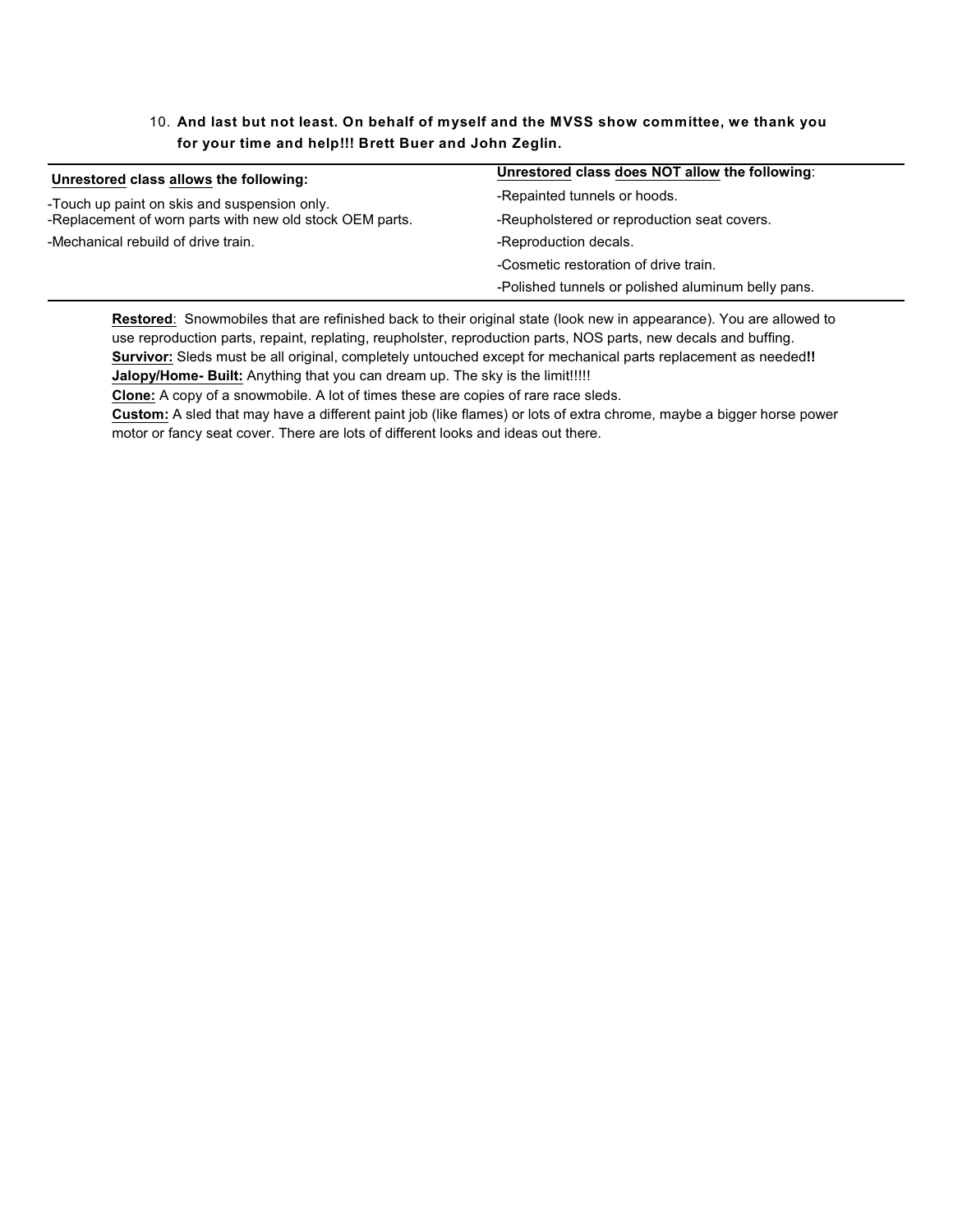10. **And last but not least. On behalf of myself and the MVSS show committee, we thank you for your time and help!!! Brett Buer and John Zeglin.**

| **Unrestored class allows the following:** | **Unrestored class does NOT allow the following**: |
| --- | --- |
| -Touch up paint on skis and suspension only.<br>-Replacement of worn parts with new old stock OEM parts. | -Repainted tunnels or hoods. |
| -Mechanical rebuild of drive train. | -Reupholstered or reproduction seat covers. |
| | -Reproduction decals. |
| | -Cosmetic restoration of drive train. |
| | -Polished tunnels or polished aluminum belly pans. |

**Restored**: Snowmobiles that are refinished back to their original state (look new in appearance). You are allowed to use reproduction parts, repaint, replating, reupholster, reproduction parts, NOS parts, new decals and buffing.
**Survivor:** Sleds must be all original, completely untouched except for mechanical parts replacement as needed**!!**
**Jalopy/Home- Built:** Anything that you can dream up. The sky is the limit!!!!!
**Clone:** A copy of a snowmobile. A lot of times these are copies of rare race sleds.
**Custom:** A sled that may have a different paint job (like flames) or lots of extra chrome, maybe a bigger horse power motor or fancy seat cover. There are lots of different looks and ideas out there.